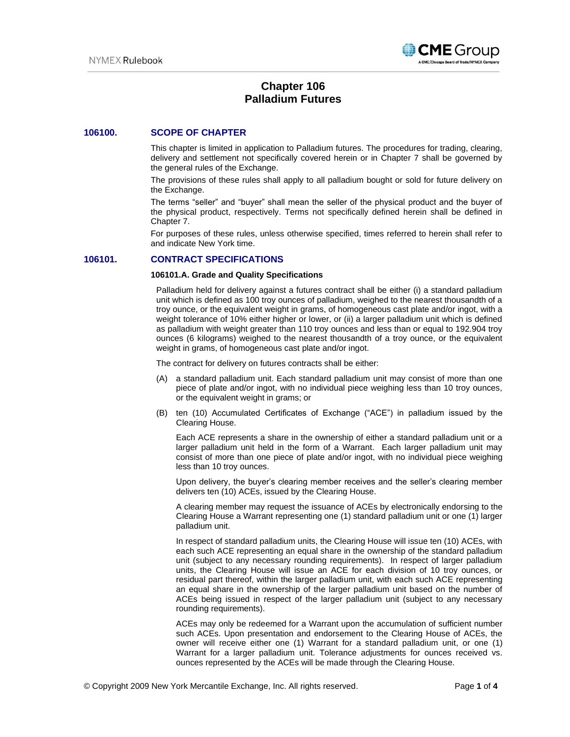# Chapter 106
# Palladium Futures

## 106100. SCOPE OF CHAPTER

This chapter is limited in application to Palladium futures. The procedures for trading, clearing, delivery and settlement not specifically covered herein or in Chapter 7 shall be governed by the general rules of the Exchange.

The provisions of these rules shall apply to all palladium bought or sold for future delivery on the Exchange.

The terms "seller" and "buyer" shall mean the seller of the physical product and the buyer of the physical product, respectively. Terms not specifically defined herein shall be defined in Chapter 7.

For purposes of these rules, unless otherwise specified, times referred to herein shall refer to and indicate New York time.

## 106101. CONTRACT SPECIFICATIONS

### 106101.A. Grade and Quality Specifications

Palladium held for delivery against a futures contract shall be either (i) a standard palladium unit which is defined as 100 troy ounces of palladium, weighed to the nearest thousandth of a troy ounce, or the equivalent weight in grams, of homogeneous cast plate and/or ingot, with a weight tolerance of 10% either higher or lower, or (ii) a larger palladium unit which is defined as palladium with weight greater than 110 troy ounces and less than or equal to 192.904 troy ounces (6 kilograms) weighed to the nearest thousandth of a troy ounce, or the equivalent weight in grams, of homogeneous cast plate and/or ingot.

The contract for delivery on futures contracts shall be either:

(A) a standard palladium unit. Each standard palladium unit may consist of more than one piece of plate and/or ingot, with no individual piece weighing less than 10 troy ounces, or the equivalent weight in grams; or

(B) ten (10) Accumulated Certificates of Exchange ("ACE") in palladium issued by the Clearing House.

Each ACE represents a share in the ownership of either a standard palladium unit or a larger palladium unit held in the form of a Warrant. Each larger palladium unit may consist of more than one piece of plate and/or ingot, with no individual piece weighing less than 10 troy ounces.

Upon delivery, the buyer's clearing member receives and the seller's clearing member delivers ten (10) ACEs, issued by the Clearing House.

A clearing member may request the issuance of ACEs by electronically endorsing to the Clearing House a Warrant representing one (1) standard palladium unit or one (1) larger palladium unit.

In respect of standard palladium units, the Clearing House will issue ten (10) ACEs, with each such ACE representing an equal share in the ownership of the standard palladium unit (subject to any necessary rounding requirements). In respect of larger palladium units, the Clearing House will issue an ACE for each division of 10 troy ounces, or residual part thereof, within the larger palladium unit, with each such ACE representing an equal share in the ownership of the larger palladium unit based on the number of ACEs being issued in respect of the larger palladium unit (subject to any necessary rounding requirements).

ACEs may only be redeemed for a Warrant upon the accumulation of sufficient number such ACEs. Upon presentation and endorsement to the Clearing House of ACEs, the owner will receive either one (1) Warrant for a standard palladium unit, or one (1) Warrant for a larger palladium unit. Tolerance adjustments for ounces received vs. ounces represented by the ACEs will be made through the Clearing House.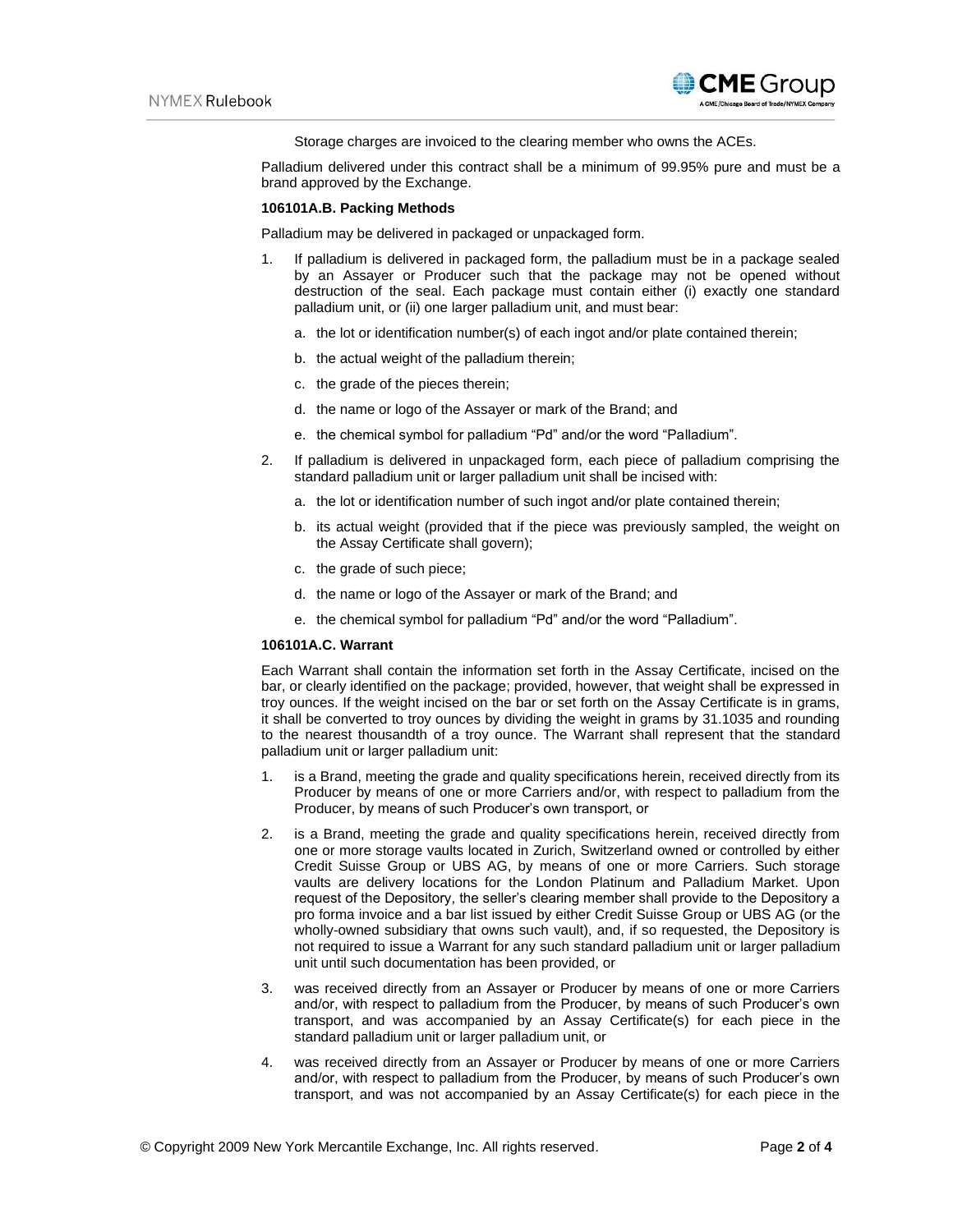Storage charges are invoiced to the clearing member who owns the ACEs.

Palladium delivered under this contract shall be a minimum of 99.95% pure and must be a brand approved by the Exchange.

**106101A.B. Packing Methods**

Palladium may be delivered in packaged or unpackaged form.

1. If palladium is delivered in packaged form, the palladium must be in a package sealed by an Assayer or Producer such that the package may not be opened without destruction of the seal. Each package must contain either (i) exactly one standard palladium unit, or (ii) one larger palladium unit, and must bear:
   a. the lot or identification number(s) of each ingot and/or plate contained therein;
   b. the actual weight of the palladium therein;
   c. the grade of the pieces therein;
   d. the name or logo of the Assayer or mark of the Brand; and
   e. the chemical symbol for palladium "Pd" and/or the word "Palladium".
2. If palladium is delivered in unpackaged form, each piece of palladium comprising the standard palladium unit or larger palladium unit shall be incised with:
   a. the lot or identification number of such ingot and/or plate contained therein;
   b. its actual weight (provided that if the piece was previously sampled, the weight on the Assay Certificate shall govern);
   c. the grade of such piece;
   d. the name or logo of the Assayer or mark of the Brand; and
   e. the chemical symbol for palladium "Pd" and/or the word "Palladium".

**106101A.C. Warrant**

Each Warrant shall contain the information set forth in the Assay Certificate, incised on the bar, or clearly identified on the package; provided, however, that weight shall be expressed in troy ounces. If the weight incised on the bar or set forth on the Assay Certificate is in grams, it shall be converted to troy ounces by dividing the weight in grams by 31.1035 and rounding to the nearest thousandth of a troy ounce. The Warrant shall represent that the standard palladium unit or larger palladium unit:

1. is a Brand, meeting the grade and quality specifications herein, received directly from its Producer by means of one or more Carriers and/or, with respect to palladium from the Producer, by means of such Producer's own transport, or
2. is a Brand, meeting the grade and quality specifications herein, received directly from one or more storage vaults located in Zurich, Switzerland owned or controlled by either Credit Suisse Group or UBS AG, by means of one or more Carriers. Such storage vaults are delivery locations for the London Platinum and Palladium Market. Upon request of the Depository, the seller's clearing member shall provide to the Depository a pro forma invoice and a bar list issued by either Credit Suisse Group or UBS AG (or the wholly-owned subsidiary that owns such vault), and, if so requested, the Depository is not required to issue a Warrant for any such standard palladium unit or larger palladium unit until such documentation has been provided, or
3. was received directly from an Assayer or Producer by means of one or more Carriers and/or, with respect to palladium from the Producer, by means of such Producer's own transport, and was accompanied by an Assay Certificate(s) for each piece in the standard palladium unit or larger palladium unit, or
4. was received directly from an Assayer or Producer by means of one or more Carriers and/or, with respect to palladium from the Producer, by means of such Producer's own transport, and was not accompanied by an Assay Certificate(s) for each piece in the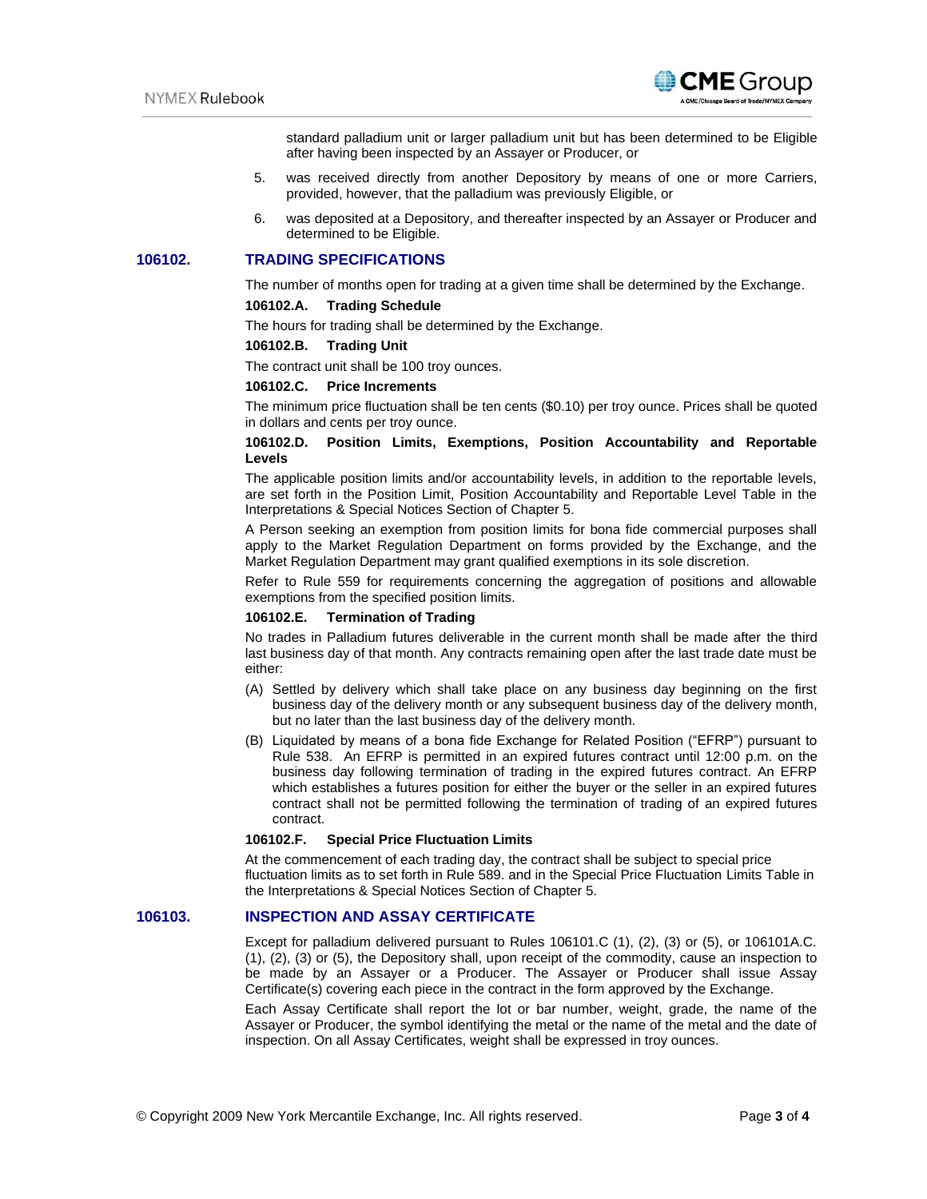standard palladium unit or larger palladium unit but has been determined to be Eligible after having been inspected by an Assayer or Producer, or

5. was received directly from another Depository by means of one or more Carriers, provided, however, that the palladium was previously Eligible, or

6. was deposited at a Depository, and thereafter inspected by an Assayer or Producer and determined to be Eligible.

## 106102. TRADING SPECIFICATIONS

The number of months open for trading at a given time shall be determined by the Exchange.

### 106102.A. Trading Schedule

The hours for trading shall be determined by the Exchange.

### 106102.B. Trading Unit

The contract unit shall be 100 troy ounces.

### 106102.C. Price Increments

The minimum price fluctuation shall be ten cents ($0.10) per troy ounce. Prices shall be quoted in dollars and cents per troy ounce.

### 106102.D. Position Limits, Exemptions, Position Accountability and Reportable Levels

The applicable position limits and/or accountability levels, in addition to the reportable levels, are set forth in the Position Limit, Position Accountability and Reportable Level Table in the Interpretations & Special Notices Section of Chapter 5.

A Person seeking an exemption from position limits for bona fide commercial purposes shall apply to the Market Regulation Department on forms provided by the Exchange, and the Market Regulation Department may grant qualified exemptions in its sole discretion.

Refer to Rule 559 for requirements concerning the aggregation of positions and allowable exemptions from the specified position limits.

### 106102.E. Termination of Trading

No trades in Palladium futures deliverable in the current month shall be made after the third last business day of that month. Any contracts remaining open after the last trade date must be either:

(A) Settled by delivery which shall take place on any business day beginning on the first business day of the delivery month or any subsequent business day of the delivery month, but no later than the last business day of the delivery month.

(B) Liquidated by means of a bona fide Exchange for Related Position ("EFRP") pursuant to Rule 538. An EFRP is permitted in an expired futures contract until 12:00 p.m. on the business day following termination of trading in the expired futures contract. An EFRP which establishes a futures position for either the buyer or the seller in an expired futures contract shall not be permitted following the termination of trading of an expired futures contract.

### 106102.F. Special Price Fluctuation Limits

At the commencement of each trading day, the contract shall be subject to special price fluctuation limits as to set forth in Rule 589. and in the Special Price Fluctuation Limits Table in the Interpretations & Special Notices Section of Chapter 5.

## 106103. INSPECTION AND ASSAY CERTIFICATE

Except for palladium delivered pursuant to Rules 106101.C (1), (2), (3) or (5), or 106101A.C. (1), (2), (3) or (5), the Depository shall, upon receipt of the commodity, cause an inspection to be made by an Assayer or a Producer. The Assayer or Producer shall issue Assay Certificate(s) covering each piece in the contract in the form approved by the Exchange.

Each Assay Certificate shall report the lot or bar number, weight, grade, the name of the Assayer or Producer, the symbol identifying the metal or the name of the metal and the date of inspection. On all Assay Certificates, weight shall be expressed in troy ounces.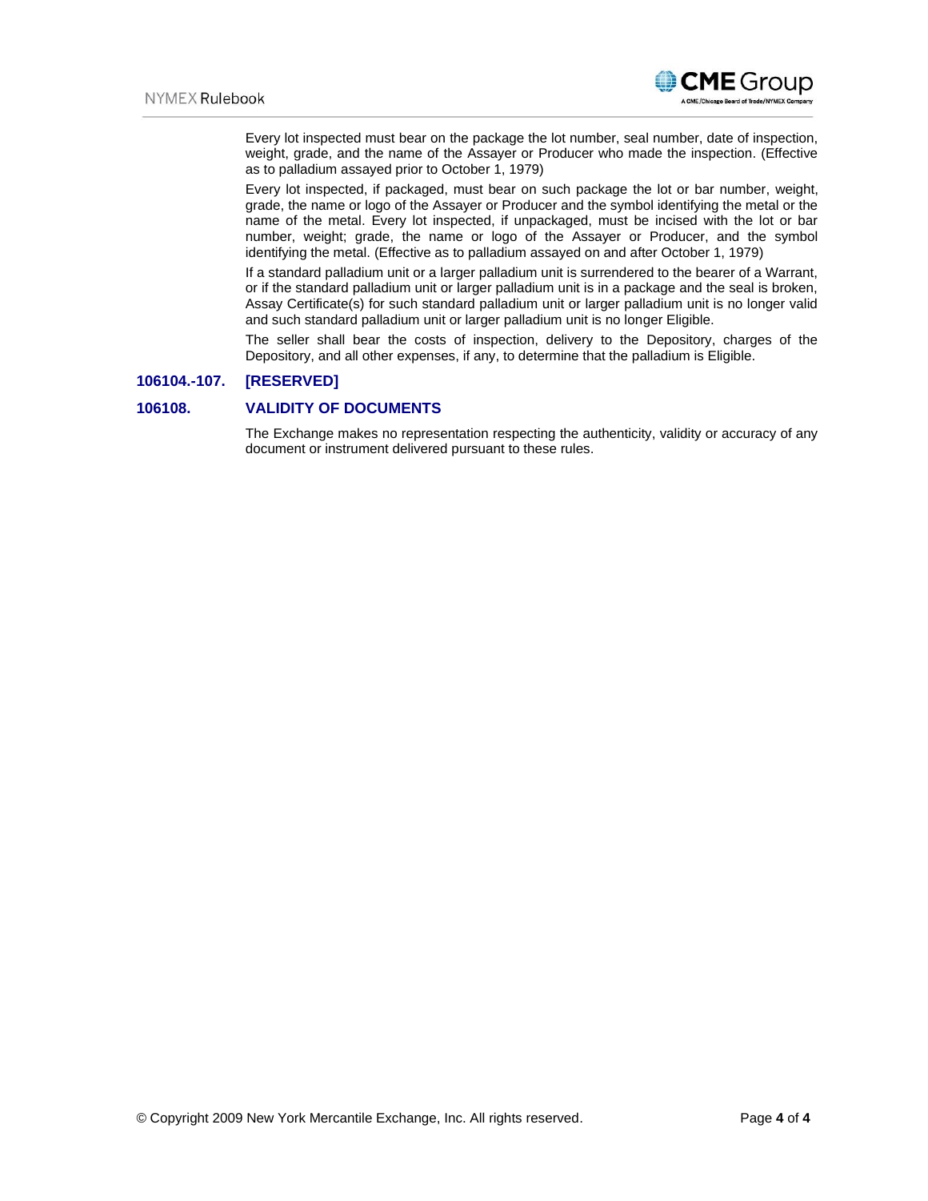Every lot inspected must bear on the package the lot number, seal number, date of inspection, weight, grade, and the name of the Assayer or Producer who made the inspection. (Effective as to palladium assayed prior to October 1, 1979)

Every lot inspected, if packaged, must bear on such package the lot or bar number, weight, grade, the name or logo of the Assayer or Producer and the symbol identifying the metal or the name of the metal. Every lot inspected, if unpackaged, must be incised with the lot or bar number, weight; grade, the name or logo of the Assayer or Producer, and the symbol identifying the metal. (Effective as to palladium assayed on and after October 1, 1979)

If a standard palladium unit or a larger palladium unit is surrendered to the bearer of a Warrant, or if the standard palladium unit or larger palladium unit is in a package and the seal is broken, Assay Certificate(s) for such standard palladium unit or larger palladium unit is no longer valid and such standard palladium unit or larger palladium unit is no longer Eligible.

The seller shall bear the costs of inspection, delivery to the Depository, charges of the Depository, and all other expenses, if any, to determine that the palladium is Eligible.

### 106104.-107. [RESERVED]

### 106108. VALIDITY OF DOCUMENTS

The Exchange makes no representation respecting the authenticity, validity or accuracy of any document or instrument delivered pursuant to these rules.

© Copyright 2009 New York Mercantile Exchange, Inc. All rights reserved.